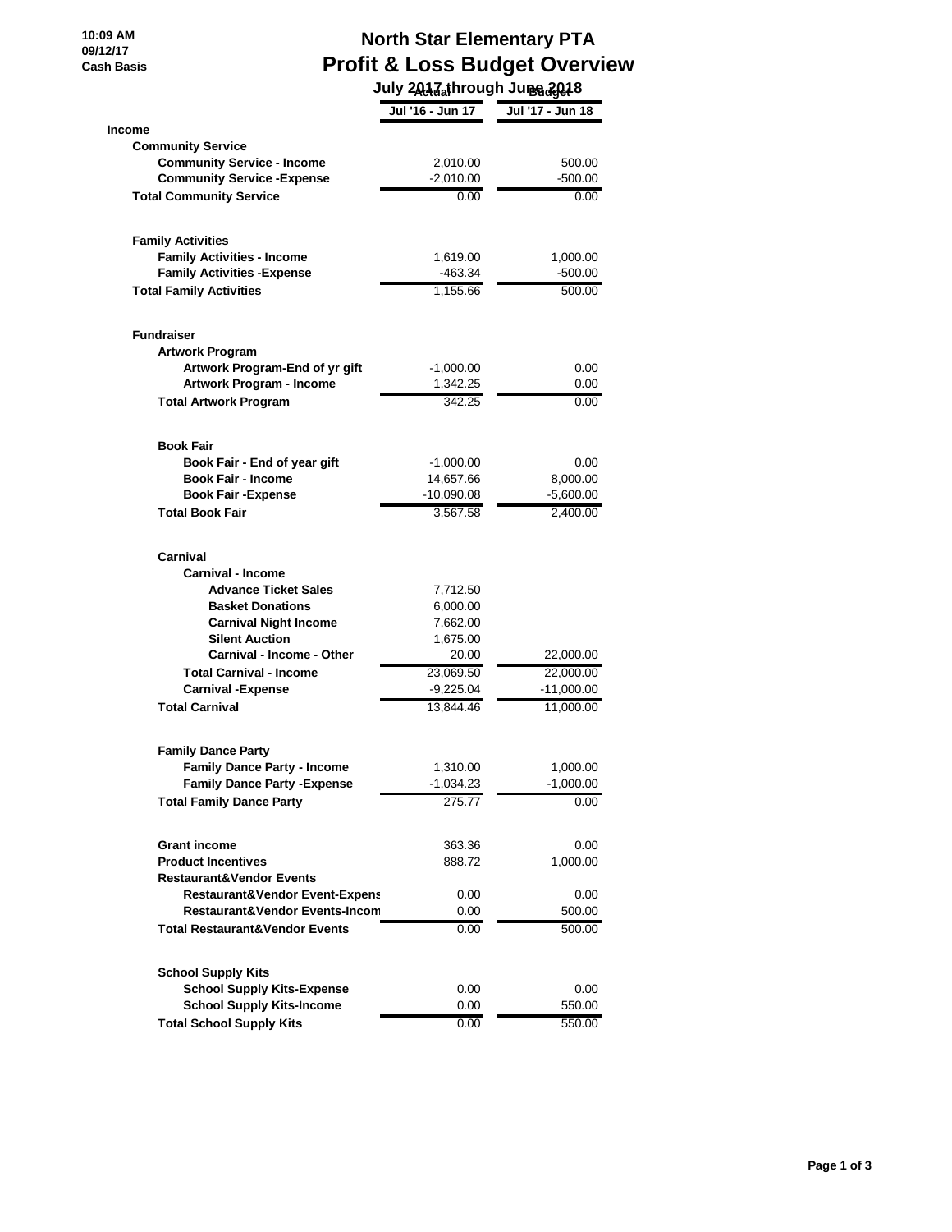10:09 AM
09/12/17
Cash Basis

# North Star Elementary PTA
## Profit & Loss Budget Overview
### July 2017 through June 2018

| | Actual Jul '16 - Jun 17 | Budget Jul '17 - Jun 18 |
|---|---|---|
| **Income** | | |
| **Community Service** | | |
| **Community Service - Income** | 2,010.00 | 500.00 |
| **Community Service -Expense** | -2,010.00 | -500.00 |
| **Total Community Service** | 0.00 | 0.00 |
| **Family Activities** | | |
| **Family Activities - Income** | 1,619.00 | 1,000.00 |
| **Family Activities -Expense** | -463.34 | -500.00 |
| **Total Family Activities** | 1,155.66 | 500.00 |
| **Fundraiser** | | |
| **Artwork Program** | | |
| **Artwork Program-End of yr gift** | -1,000.00 | 0.00 |
| **Artwork Program - Income** | 1,342.25 | 0.00 |
| **Total Artwork Program** | 342.25 | 0.00 |
| **Book Fair** | | |
| **Book Fair - End of year gift** | -1,000.00 | 0.00 |
| **Book Fair - Income** | 14,657.66 | 8,000.00 |
| **Book Fair -Expense** | -10,090.08 | -5,600.00 |
| **Total Book Fair** | 3,567.58 | 2,400.00 |
| **Carnival** | | |
| **Carnival - Income** | | |
| **Advance Ticket Sales** | 7,712.50 | |
| **Basket Donations** | 6,000.00 | |
| **Carnival Night Income** | 7,662.00 | |
| **Silent Auction** | 1,675.00 | |
| **Carnival - Income - Other** | 20.00 | 22,000.00 |
| **Total Carnival - Income** | 23,069.50 | 22,000.00 |
| **Carnival -Expense** | -9,225.04 | -11,000.00 |
| **Total Carnival** | 13,844.46 | 11,000.00 |
| **Family Dance Party** | | |
| **Family Dance Party - Income** | 1,310.00 | 1,000.00 |
| **Family Dance Party -Expense** | -1,034.23 | -1,000.00 |
| **Total Family Dance Party** | 275.77 | 0.00 |
| **Grant income** | 363.36 | 0.00 |
| **Product Incentives** | 888.72 | 1,000.00 |
| **Restaurant&Vendor Events** | | |
| **Restaurant&Vendor Event-Expens** | 0.00 | 0.00 |
| **Restaurant&Vendor Events-Incom** | 0.00 | 500.00 |
| **Total Restaurant&Vendor Events** | 0.00 | 500.00 |
| **School Supply Kits** | | |
| **School Supply Kits-Expense** | 0.00 | 0.00 |
| **School Supply Kits-Income** | 0.00 | 550.00 |
| **Total School Supply Kits** | 0.00 | 550.00 |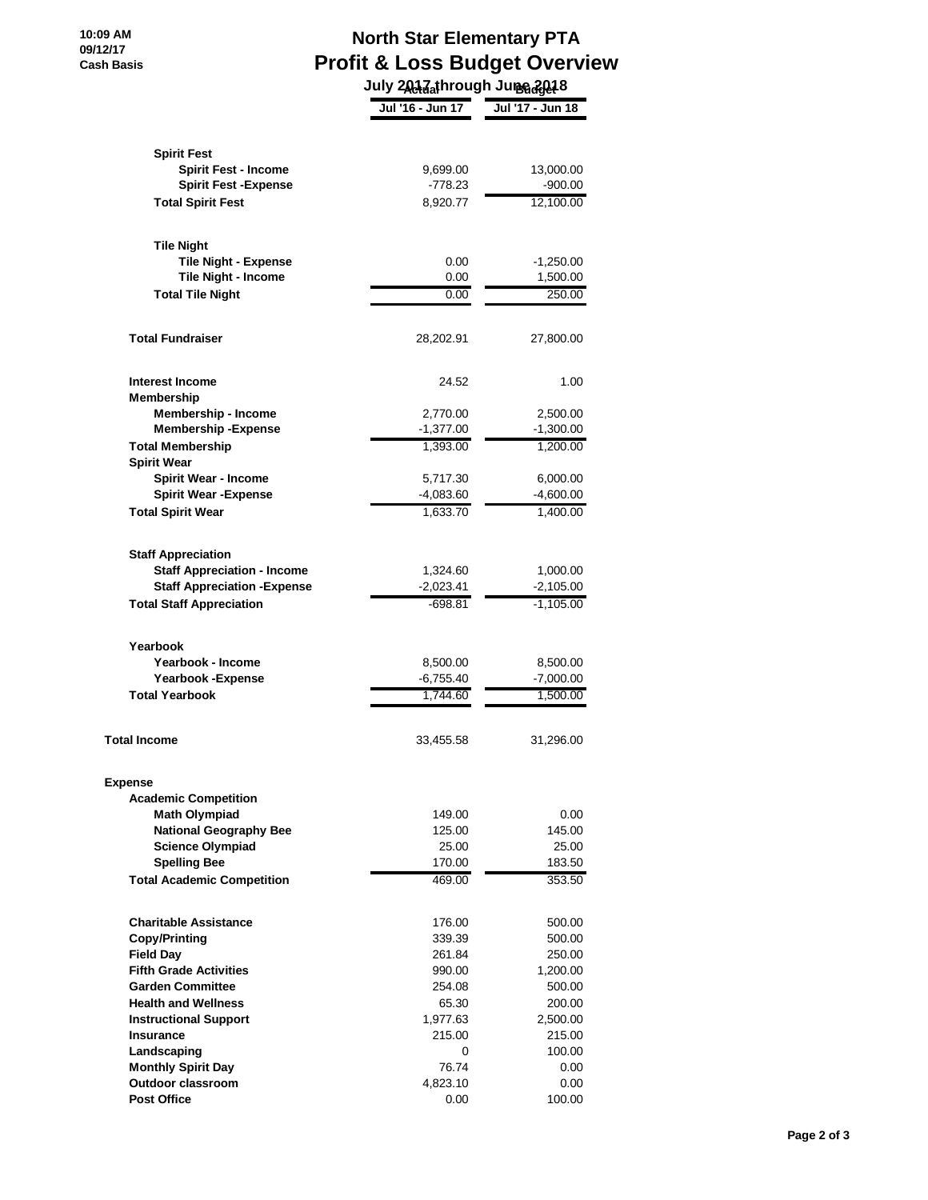10:09 AM
09/12/17
Cash Basis

# North Star Elementary PTA
## Profit & Loss Budget Overview
### July 2017 through June 2018

| | Actual Jul '16 - Jun 17 | Budget Jul '17 - Jun 18 |
|---|---|---|
| **Spirit Fest** | | |
| **Spirit Fest - Income** | 9,699.00 | 13,000.00 |
| **Spirit Fest -Expense** | -778.23 | -900.00 |
| **Total Spirit Fest** | 8,920.77 | 12,100.00 |
| **Tile Night** | | |
| **Tile Night - Expense** | 0.00 | -1,250.00 |
| **Tile Night - Income** | 0.00 | 1,500.00 |
| **Total Tile Night** | 0.00 | 250.00 |
| **Total Fundraiser** | 28,202.91 | 27,800.00 |
| **Interest Income** | 24.52 | 1.00 |
| **Membership** | | |
| **Membership - Income** | 2,770.00 | 2,500.00 |
| **Membership -Expense** | -1,377.00 | -1,300.00 |
| **Total Membership** | 1,393.00 | 1,200.00 |
| **Spirit Wear** | | |
| **Spirit Wear - Income** | 5,717.30 | 6,000.00 |
| **Spirit Wear -Expense** | -4,083.60 | -4,600.00 |
| **Total Spirit Wear** | 1,633.70 | 1,400.00 |
| **Staff Appreciation** | | |
| **Staff Appreciation - Income** | 1,324.60 | 1,000.00 |
| **Staff Appreciation -Expense** | -2,023.41 | -2,105.00 |
| **Total Staff Appreciation** | -698.81 | -1,105.00 |
| **Yearbook** | | |
| **Yearbook - Income** | 8,500.00 | 8,500.00 |
| **Yearbook -Expense** | -6,755.40 | -7,000.00 |
| **Total Yearbook** | 1,744.60 | 1,500.00 |
| **Total Income** | 33,455.58 | 31,296.00 |
| **Expense** | | |
| **Academic Competition** | | |
| **Math Olympiad** | 149.00 | 0.00 |
| **National Geography Bee** | 125.00 | 145.00 |
| **Science Olympiad** | 25.00 | 25.00 |
| **Spelling Bee** | 170.00 | 183.50 |
| **Total Academic Competition** | 469.00 | 353.50 |
| **Charitable Assistance** | 176.00 | 500.00 |
| **Copy/Printing** | 339.39 | 500.00 |
| **Field Day** | 261.84 | 250.00 |
| **Fifth Grade Activities** | 990.00 | 1,200.00 |
| **Garden Committee** | 254.08 | 500.00 |
| **Health and Wellness** | 65.30 | 200.00 |
| **Instructional Support** | 1,977.63 | 2,500.00 |
| **Insurance** | 215.00 | 215.00 |
| **Landscaping** | 0 | 100.00 |
| **Monthly Spirit Day** | 76.74 | 0.00 |
| **Outdoor classroom** | 4,823.10 | 0.00 |
| **Post Office** | 0.00 | 100.00 |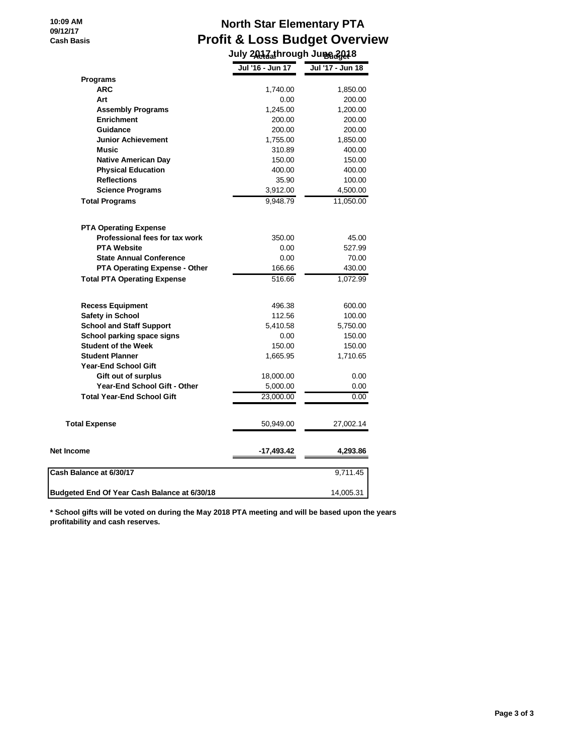10:09 AM
09/12/17
Cash Basis

# North Star Elementary PTA
## Profit & Loss Budget Overview
### July 2017 through June 2018

| | Actual<br>Jul '16 - Jun 17 | Budget<br>Jul '17 - Jun 18 |
|---|---|---|
| **Programs** | | |
| **ARC** | 1,740.00 | 1,850.00 |
| **Art** | 0.00 | 200.00 |
| **Assembly Programs** | 1,245.00 | 1,200.00 |
| **Enrichment** | 200.00 | 200.00 |
| **Guidance** | 200.00 | 200.00 |
| **Junior Achievement** | 1,755.00 | 1,850.00 |
| **Music** | 310.89 | 400.00 |
| **Native American Day** | 150.00 | 150.00 |
| **Physical Education** | 400.00 | 400.00 |
| **Reflections** | 35.90 | 100.00 |
| **Science Programs** | 3,912.00 | 4,500.00 |
| **Total Programs** | 9,948.79 | 11,050.00 |
| **PTA Operating Expense** | | |
| **Professional fees for tax work** | 350.00 | 45.00 |
| **PTA Website** | 0.00 | 527.99 |
| **State Annual Conference** | 0.00 | 70.00 |
| **PTA Operating Expense - Other** | 166.66 | 430.00 |
| **Total PTA Operating Expense** | 516.66 | 1,072.99 |
| **Recess Equipment** | 496.38 | 600.00 |
| **Safety in School** | 112.56 | 100.00 |
| **School and Staff Support** | 5,410.58 | 5,750.00 |
| **School parking space signs** | 0.00 | 150.00 |
| **Student of the Week** | 150.00 | 150.00 |
| **Student Planner** | 1,665.95 | 1,710.65 |
| **Year-End School Gift** | | |
| **Gift out of surplus** | 18,000.00 | 0.00 |
| **Year-End School Gift - Other** | 5,000.00 | 0.00 |
| **Total Year-End School Gift** | 23,000.00 | 0.00 |
| **Total Expense** | 50,949.00 | 27,002.14 |
| **Net Income** | **-17,493.42** | **4,293.86** |

| | |
|---|---|
| **Cash Balance at 6/30/17** | 9,711.45 |
| **Budgeted End Of Year Cash Balance at 6/30/18** | 14,005.31 |

**\* School gifts will be voted on during the May 2018 PTA meeting and will be based upon the years profitability and cash reserves.**